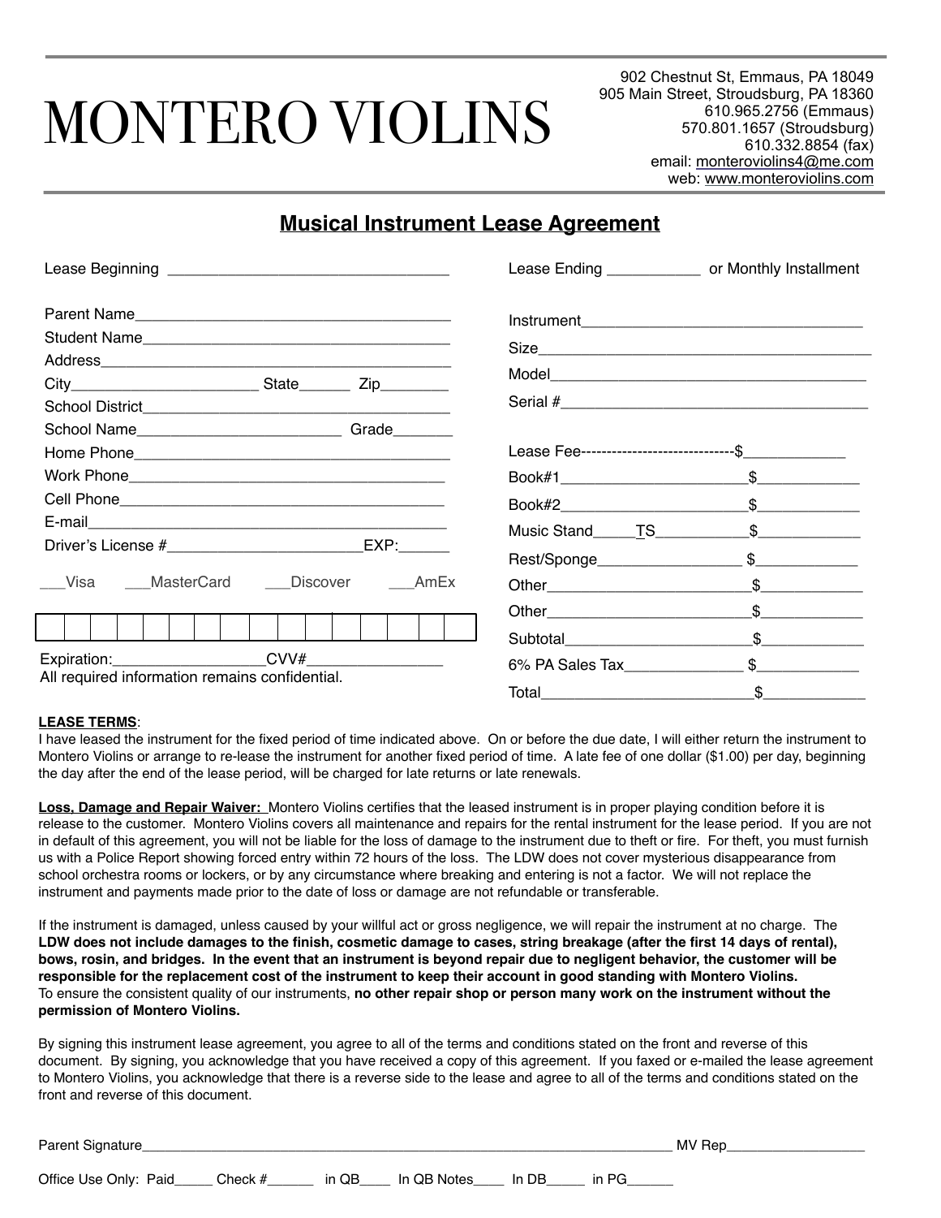# MONTERO VIOLINS

902 Chestnut St, Emmaus, PA 18049
905 Main Street, Stroudsburg, PA 18360
610.965.2756 (Emmaus)
570.801.1657 (Stroudsburg)
610.332.8854 (fax)
email: monteroviolins4@me.com
web: www.monteroviolins.com

## Musical Instrument Lease Agreement

Lease Beginning ________________________________

Lease Ending ___________ or Monthly Installment

Parent Name____________________________________
Student Name___________________________________
Address________________________________________
City______________________ State______ Zip________
School District__________________________________
School Name________________________ Grade_______
Home Phone_____________________________________
Work Phone_____________________________________
Cell Phone______________________________________
E-mail__________________________________________
Driver's License #_______________________EXP:______

___Visa ___MasterCard ___Discover ___AmEx

| | | | | | | | | | | | | | | | |
|---|---|---|---|---|---|---|---|---|---|---|---|---|---|---|---|
| | | | | | | | | | | | | | | | |

Expiration:_________________CVV#________________
All required information remains confidential.

Instrument_________________________________
Size_______________________________________
Model______________________________________
Serial #____________________________________

Lease Fee-----------------------------$____________
Book#1______________________$____________
Book#2______________________$____________
Music Stand_____TS___________$____________
Rest/Sponge________________ $____________
Other________________________$____________
Other________________________$____________
Subtotal______________________$____________
6% PA Sales Tax______________ $____________
Total_________________________$____________

**LEASE TERMS**:
I have leased the instrument for the fixed period of time indicated above. On or before the due date, I will either return the instrument to Montero Violins or arrange to re-lease the instrument for another fixed period of time. A late fee of one dollar ($1.00) per day, beginning the day after the end of the lease period, will be charged for late returns or late renewals.

**Loss, Damage and Repair Waiver:** Montero Violins certifies that the leased instrument is in proper playing condition before it is release to the customer. Montero Violins covers all maintenance and repairs for the rental instrument for the lease period. If you are not in default of this agreement, you will not be liable for the loss of damage to the instrument due to theft or fire. For theft, you must furnish us with a Police Report showing forced entry within 72 hours of the loss. The LDW does not cover mysterious disappearance from school orchestra rooms or lockers, or by any circumstance where breaking and entering is not a factor. We will not replace the instrument and payments made prior to the date of loss or damage are not refundable or transferable.

If the instrument is damaged, unless caused by your willful act or gross negligence, we will repair the instrument at no charge. The **LDW does not include damages to the finish, cosmetic damage to cases, string breakage (after the first 14 days of rental), bows, rosin, and bridges. In the event that an instrument is beyond repair due to negligent behavior, the customer will be responsible for the replacement cost of the instrument to keep their account in good standing with Montero Violins.**
To ensure the consistent quality of our instruments, **no other repair shop or person many work on the instrument without the permission of Montero Violins.**

By signing this instrument lease agreement, you agree to all of the terms and conditions stated on the front and reverse of this document. By signing, you acknowledge that you have received a copy of this agreement. If you faxed or e-mailed the lease agreement to Montero Violins, you acknowledge that there is a reverse side to the lease and agree to all of the terms and conditions stated on the front and reverse of this document.

Parent Signature__________________________________________________________ MV Rep_________________

Office Use Only: Paid_____ Check #______ in QB____ In QB Notes____ In DB_____ in PG______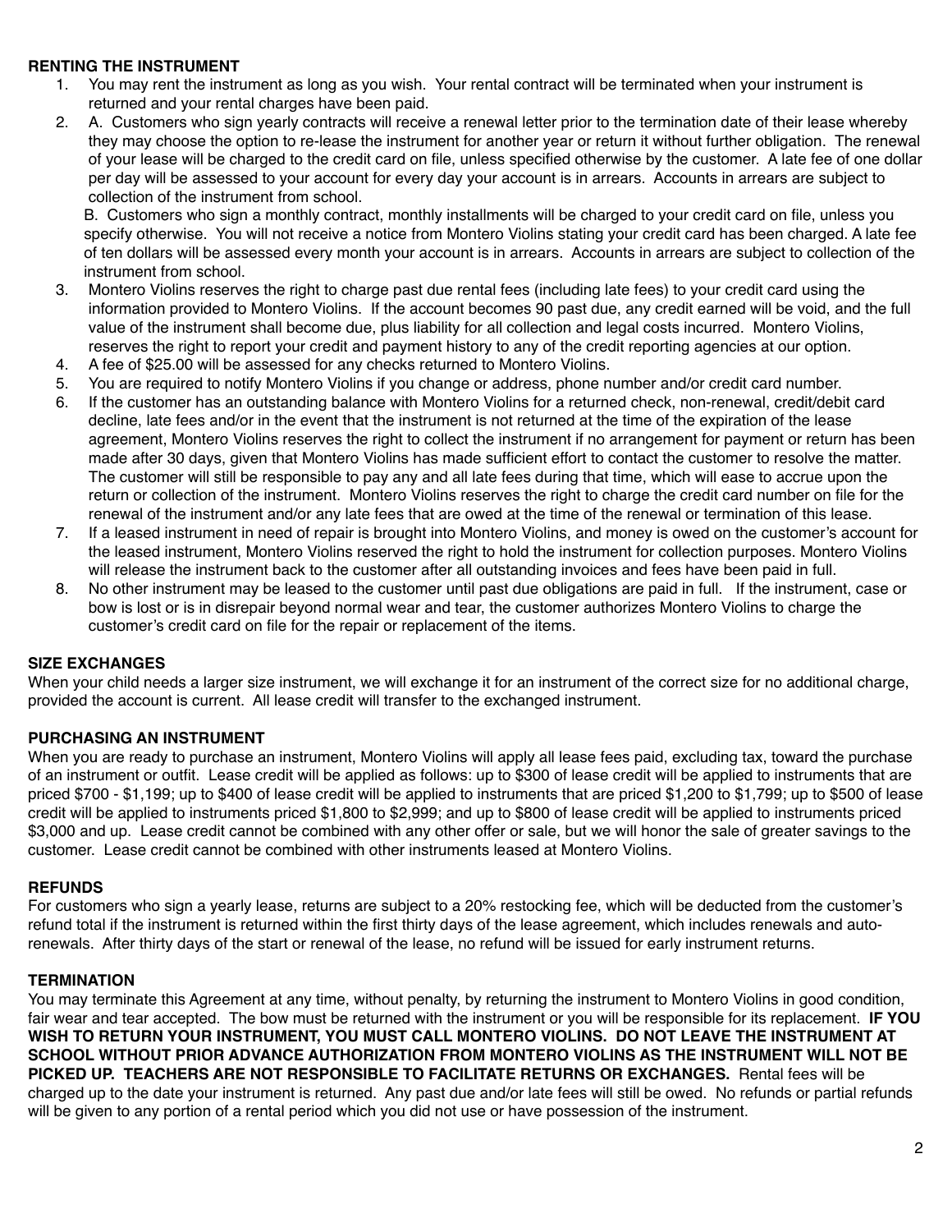**RENTING THE INSTRUMENT**

1. You may rent the instrument as long as you wish. Your rental contract will be terminated when your instrument is returned and your rental charges have been paid.
2. A. Customers who sign yearly contracts will receive a renewal letter prior to the termination date of their lease whereby they may choose the option to re-lease the instrument for another year or return it without further obligation. The renewal of your lease will be charged to the credit card on file, unless specified otherwise by the customer. A late fee of one dollar per day will be assessed to your account for every day your account is in arrears. Accounts in arrears are subject to collection of the instrument from school.

   B. Customers who sign a monthly contract, monthly installments will be charged to your credit card on file, unless you specify otherwise. You will not receive a notice from Montero Violins stating your credit card has been charged. A late fee of ten dollars will be assessed every month your account is in arrears. Accounts in arrears are subject to collection of the instrument from school.
3. Montero Violins reserves the right to charge past due rental fees (including late fees) to your credit card using the information provided to Montero Violins. If the account becomes 90 past due, any credit earned will be void, and the full value of the instrument shall become due, plus liability for all collection and legal costs incurred. Montero Violins, reserves the right to report your credit and payment history to any of the credit reporting agencies at our option.
4. A fee of $25.00 will be assessed for any checks returned to Montero Violins.
5. You are required to notify Montero Violins if you change or address, phone number and/or credit card number.
6. If the customer has an outstanding balance with Montero Violins for a returned check, non-renewal, credit/debit card decline, late fees and/or in the event that the instrument is not returned at the time of the expiration of the lease agreement, Montero Violins reserves the right to collect the instrument if no arrangement for payment or return has been made after 30 days, given that Montero Violins has made sufficient effort to contact the customer to resolve the matter. The customer will still be responsible to pay any and all late fees during that time, which will ease to accrue upon the return or collection of the instrument. Montero Violins reserves the right to charge the credit card number on file for the renewal of the instrument and/or any late fees that are owed at the time of the renewal or termination of this lease.
7. If a leased instrument in need of repair is brought into Montero Violins, and money is owed on the customer's account for the leased instrument, Montero Violins reserved the right to hold the instrument for collection purposes. Montero Violins will release the instrument back to the customer after all outstanding invoices and fees have been paid in full.
8. No other instrument may be leased to the customer until past due obligations are paid in full. If the instrument, case or bow is lost or is in disrepair beyond normal wear and tear, the customer authorizes Montero Violins to charge the customer's credit card on file for the repair or replacement of the items.

**SIZE EXCHANGES**

When your child needs a larger size instrument, we will exchange it for an instrument of the correct size for no additional charge, provided the account is current. All lease credit will transfer to the exchanged instrument.

**PURCHASING AN INSTRUMENT**

When you are ready to purchase an instrument, Montero Violins will apply all lease fees paid, excluding tax, toward the purchase of an instrument or outfit. Lease credit will be applied as follows: up to $300 of lease credit will be applied to instruments that are priced $700 - $1,199; up to $400 of lease credit will be applied to instruments that are priced $1,200 to $1,799; up to $500 of lease credit will be applied to instruments priced $1,800 to $2,999; and up to $800 of lease credit will be applied to instruments priced $3,000 and up. Lease credit cannot be combined with any other offer or sale, but we will honor the sale of greater savings to the customer. Lease credit cannot be combined with other instruments leased at Montero Violins.

**REFUNDS**

For customers who sign a yearly lease, returns are subject to a 20% restocking fee, which will be deducted from the customer's refund total if the instrument is returned within the first thirty days of the lease agreement, which includes renewals and auto-renewals. After thirty days of the start or renewal of the lease, no refund will be issued for early instrument returns.

**TERMINATION**

You may terminate this Agreement at any time, without penalty, by returning the instrument to Montero Violins in good condition, fair wear and tear accepted. The bow must be returned with the instrument or you will be responsible for its replacement. **IF YOU WISH TO RETURN YOUR INSTRUMENT, YOU MUST CALL MONTERO VIOLINS. DO NOT LEAVE THE INSTRUMENT AT SCHOOL WITHOUT PRIOR ADVANCE AUTHORIZATION FROM MONTERO VIOLINS AS THE INSTRUMENT WILL NOT BE PICKED UP. TEACHERS ARE NOT RESPONSIBLE TO FACILITATE RETURNS OR EXCHANGES.** Rental fees will be charged up to the date your instrument is returned. Any past due and/or late fees will still be owed. No refunds or partial refunds will be given to any portion of a rental period which you did not use or have possession of the instrument.